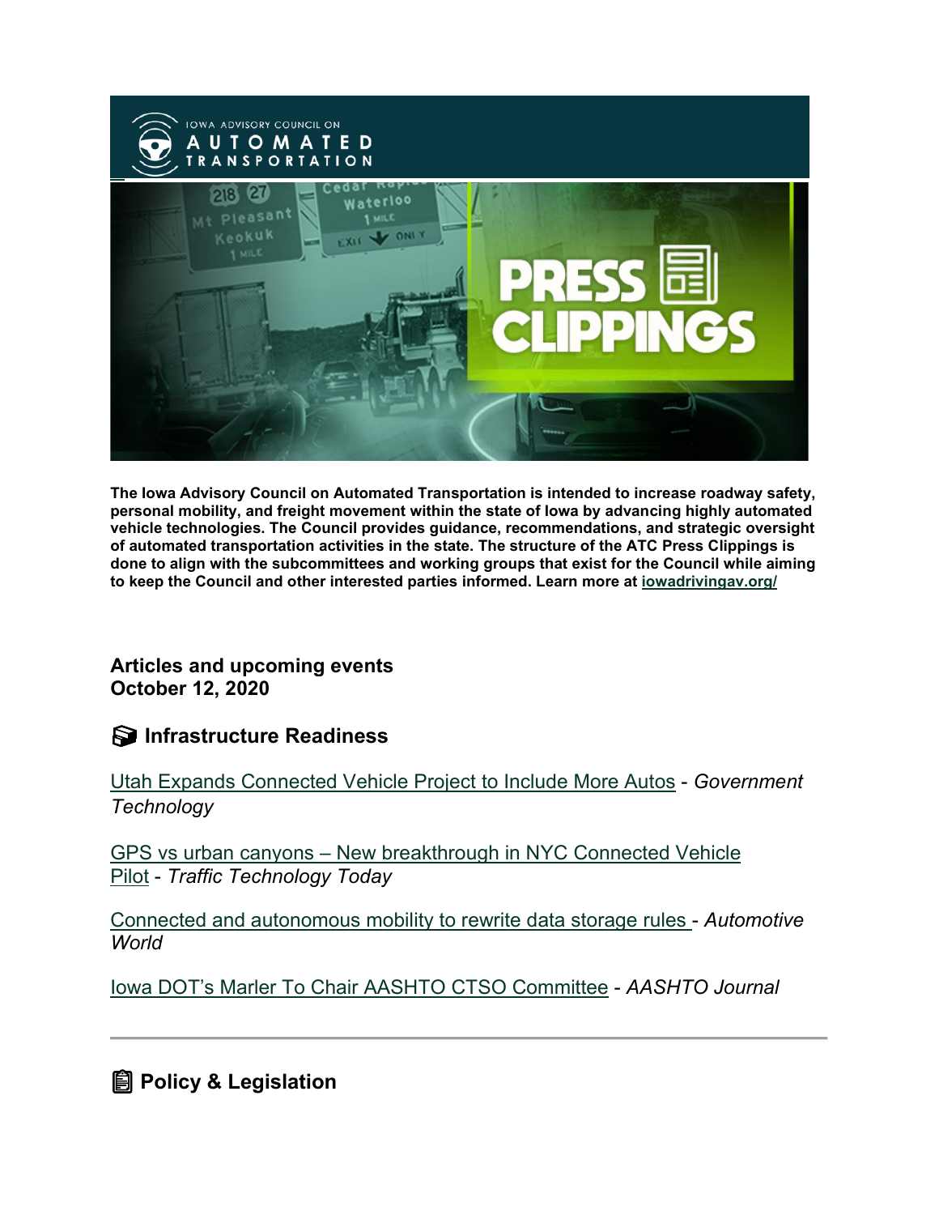The Iowa Advisory Council on Automated Transportation is intended to increase roadway safety, personal mobility, and freight movement within the state of Iowa by advancing highly automated vehicle technologies. The Council provides guidance, recommendations, and strategic oversight of automated transportation activities in the state. The structure of the ATC Press Clippings is done to align with the subcommittees and working groups that exist for the Council while aiming to keep the Council and other interested parties informed. Learn more at iowadrivingav.org/

**Articles and upcoming events**
**October 12, 2020**

## Infrastructure Readiness

Utah Expands Connected Vehicle Project to Include More Autos - *Government Technology*

GPS vs urban canyons – New breakthrough in NYC Connected Vehicle Pilot - *Traffic Technology Today*

Connected and autonomous mobility to rewrite data storage rules - *Automotive World*

Iowa DOT's Marler To Chair AASHTO CTSO Committee - *AASHTO Journal*

---

## Policy & Legislation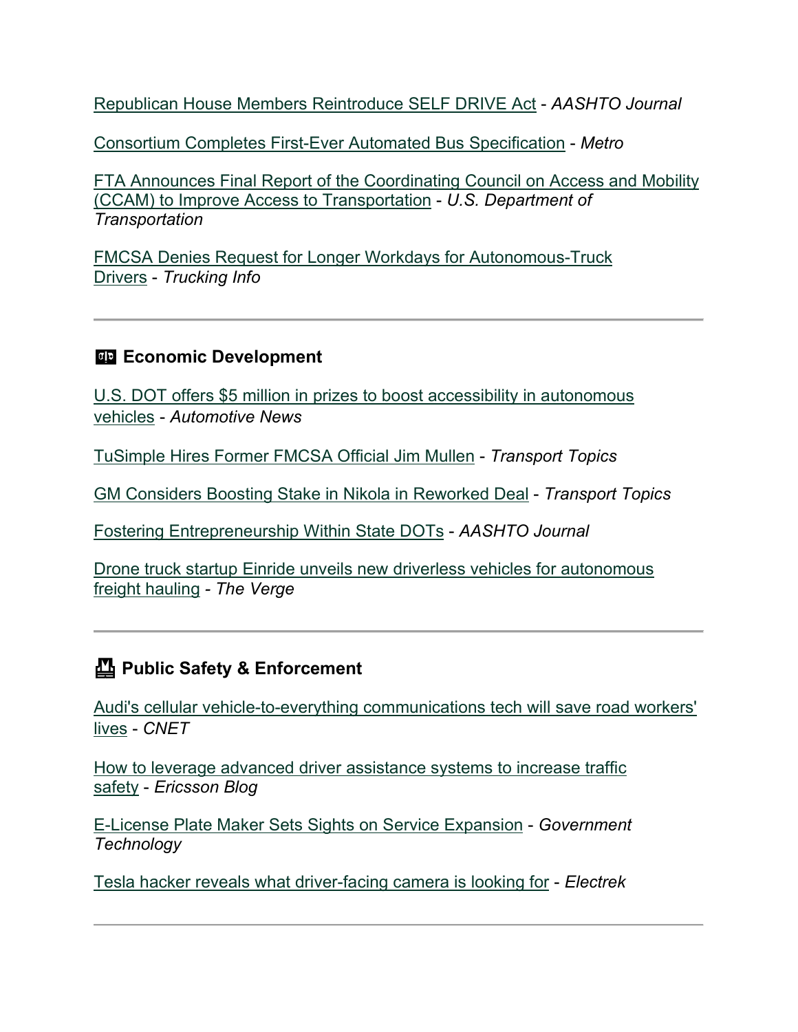Republican House Members Reintroduce SELF DRIVE Act - *AASHTO Journal*

Consortium Completes First-Ever Automated Bus Specification - *Metro*

FTA Announces Final Report of the Coordinating Council on Access and Mobility (CCAM) to Improve Access to Transportation - *U.S. Department of Transportation*

FMCSA Denies Request for Longer Workdays for Autonomous-Truck Drivers - *Trucking Info*

---

## Economic Development

U.S. DOT offers $5 million in prizes to boost accessibility in autonomous vehicles - *Automotive News*

TuSimple Hires Former FMCSA Official Jim Mullen - *Transport Topics*

GM Considers Boosting Stake in Nikola in Reworked Deal - *Transport Topics*

Fostering Entrepreneurship Within State DOTs - *AASHTO Journal*

Drone truck startup Einride unveils new driverless vehicles for autonomous freight hauling - *The Verge*

---

## Public Safety & Enforcement

Audi's cellular vehicle-to-everything communications tech will save road workers' lives - *CNET*

How to leverage advanced driver assistance systems to increase traffic safety - *Ericsson Blog*

E-License Plate Maker Sets Sights on Service Expansion - *Government Technology*

Tesla hacker reveals what driver-facing camera is looking for - *Electrek*

---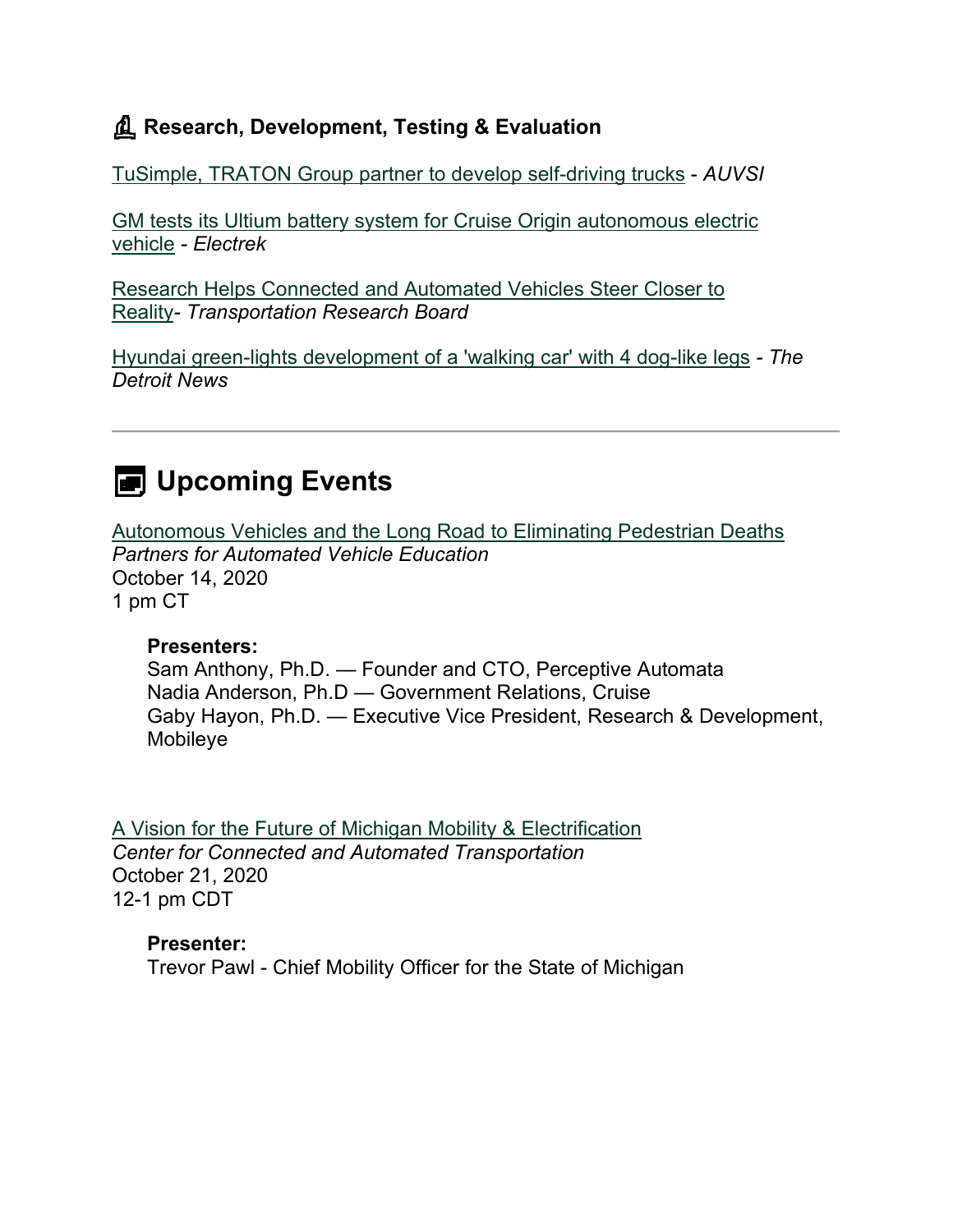### Research, Development, Testing & Evaluation

TuSimple, TRATON Group partner to develop self-driving trucks - *AUVSI*

GM tests its Ultium battery system for Cruise Origin autonomous electric vehicle - *Electrek*

Research Helps Connected and Automated Vehicles Steer Closer to Reality- *Transportation Research Board*

Hyundai green-lights development of a 'walking car' with 4 dog-like legs - *The Detroit News*

---

## Upcoming Events

Autonomous Vehicles and the Long Road to Eliminating Pedestrian Deaths
*Partners for Automated Vehicle Education*
October 14, 2020
1 pm CT

> **Presenters:**
> Sam Anthony, Ph.D. — Founder and CTO, Perceptive Automata
> Nadia Anderson, Ph.D — Government Relations, Cruise
> Gaby Hayon, Ph.D. — Executive Vice President, Research & Development, Mobileye

A Vision for the Future of Michigan Mobility & Electrification
*Center for Connected and Automated Transportation*
October 21, 2020
12-1 pm CDT

> **Presenter:**
> Trevor Pawl - Chief Mobility Officer for the State of Michigan